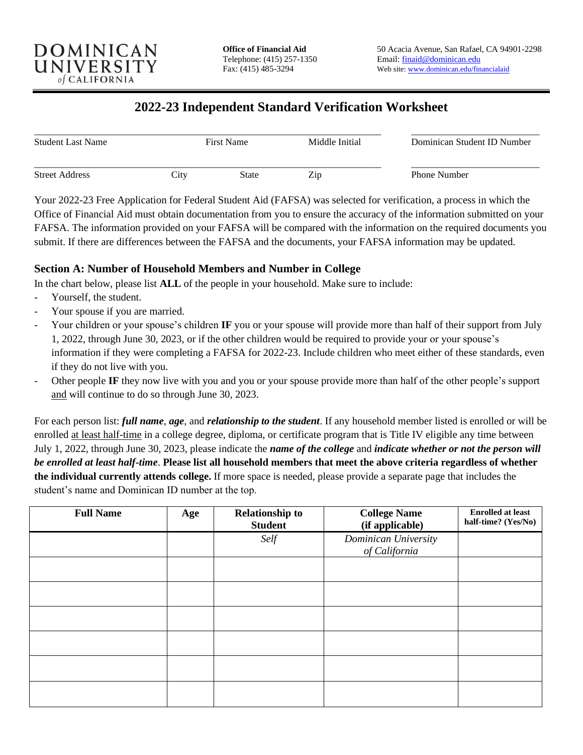**DOMINICAN UNIVERSITY** *of* **CALIFORNIA**

**Office of Financial Aid**
Telephone: (415) 257-1350
Fax: (415) 485-3294

50 Acacia Avenue, San Rafael, CA 94901-2298
Email: finaid@dominican.edu
Web site: www.dominican.edu/financialaid

# 2022-23 Independent Standard Verification Worksheet

\_\_\_\_\_\_\_\_\_\_\_\_\_\_\_\_\_\_\_\_\_\_\_\_\_\_\_\_\_\_\_\_\_\_\_\_\_\_\_\_\_\_\_\_\_\_\_\_\_\_\_\_\_\_\_\_ \_\_\_\_\_\_\_\_\_\_\_\_\_\_\_\_\_\_\_\_\_\_\_\_\_
Student Last Name First Name Middle Initial Dominican Student ID Number

\_\_\_\_\_\_\_\_\_\_\_\_\_\_\_\_\_\_\_\_\_\_\_\_\_\_\_\_\_\_\_\_\_\_\_\_\_\_\_\_\_\_\_\_\_\_\_\_\_\_\_\_\_\_\_\_ \_\_\_\_\_\_\_\_\_\_\_\_\_\_\_\_\_\_\_\_\_\_\_\_\_
Street Address City State Zip Phone Number

Your 2022-23 Free Application for Federal Student Aid (FAFSA) was selected for verification, a process in which the Office of Financial Aid must obtain documentation from you to ensure the accuracy of the information submitted on your FAFSA. The information provided on your FAFSA will be compared with the information on the required documents you submit. If there are differences between the FAFSA and the documents, your FAFSA information may be updated.

## Section A: Number of Household Members and Number in College

In the chart below, please list **ALL** of the people in your household. Make sure to include:

- Yourself, the student.
- Your spouse if you are married.
- Your children or your spouse's children **IF** you or your spouse will provide more than half of their support from July 1, 2022, through June 30, 2023, or if the other children would be required to provide your or your spouse's information if they were completing a FAFSA for 2022-23. Include children who meet either of these standards, even if they do not live with you.
- Other people **IF** they now live with you and you or your spouse provide more than half of the other people's support and will continue to do so through June 30, 2023.

For each person list: ***full name***, ***age***, and ***relationship to the student***. If any household member listed is enrolled or will be enrolled at least half-time in a college degree, diploma, or certificate program that is Title IV eligible any time between July 1, 2022, through June 30, 2023, please indicate the ***name of the college*** and ***indicate whether or not the person will be enrolled at least half-time***. **Please list all household members that meet the above criteria regardless of whether the individual currently attends college.** If more space is needed, please provide a separate page that includes the student's name and Dominican ID number at the top.

| Full Name | Age | Relationship to Student | College Name (if applicable) | Enrolled at least half-time? (Yes/No) |
|---|---|---|---|---|
| | | *Self* | *Dominican University of California* | |
| | | | | |
| | | | | |
| | | | | |
| | | | | |
| | | | | |
| | | | | |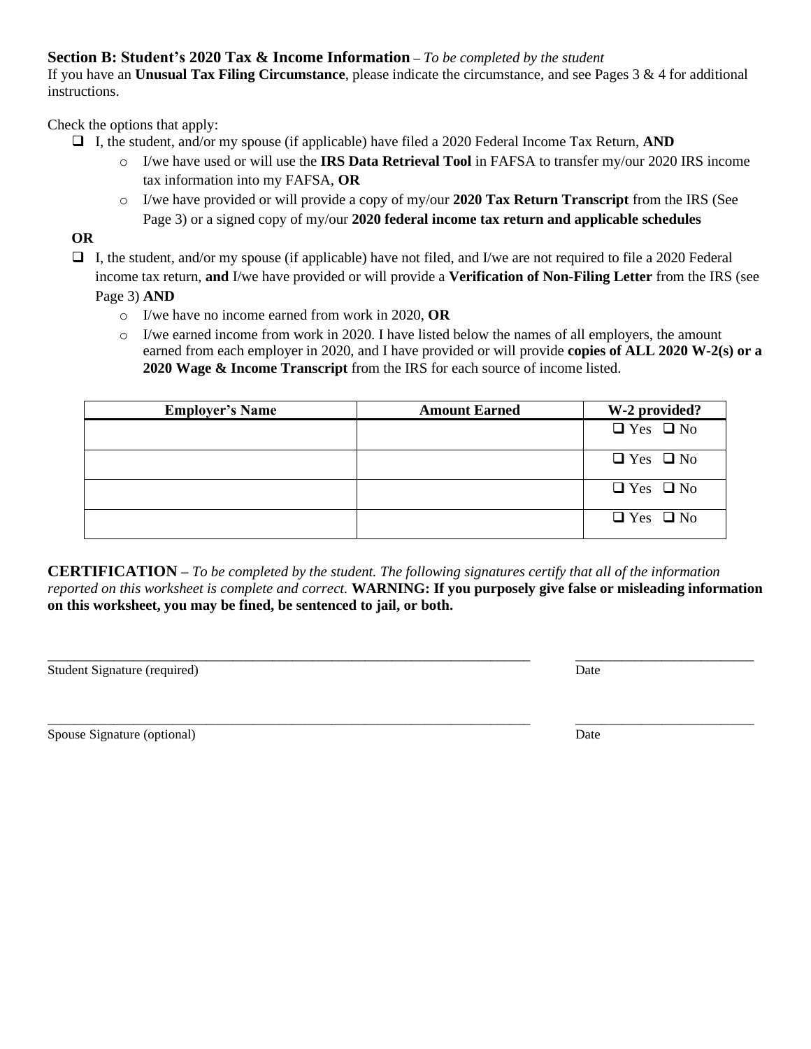**Section B: Student's 2020 Tax & Income Information** – *To be completed by the student*

If you have an **Unusual Tax Filing Circumstance**, please indicate the circumstance, and see Pages 3 & 4 for additional instructions.

Check the options that apply:

- ❑ I, the student, and/or my spouse (if applicable) have filed a 2020 Federal Income Tax Return, **AND**
  - I/we have used or will use the **IRS Data Retrieval Tool** in FAFSA to transfer my/our 2020 IRS income tax information into my FAFSA, **OR**
  - I/we have provided or will provide a copy of my/our **2020 Tax Return Transcript** from the IRS (See Page 3) or a signed copy of my/our **2020 federal income tax return and applicable schedules**

**OR**

- ❑ I, the student, and/or my spouse (if applicable) have not filed, and I/we are not required to file a 2020 Federal income tax return, **and** I/we have provided or will provide a **Verification of Non-Filing Letter** from the IRS (see Page 3) **AND**
  - I/we have no income earned from work in 2020, **OR**
  - I/we earned income from work in 2020. I have listed below the names of all employers, the amount earned from each employer in 2020, and I have provided or will provide **copies of ALL 2020 W-2(s) or a 2020 Wage & Income Transcript** from the IRS for each source of income listed.

| Employer's Name | Amount Earned | W-2 provided? |
|---|---|---|
| | | ❑ Yes ❑ No |
| | | ❑ Yes ❑ No |
| | | ❑ Yes ❑ No |
| | | ❑ Yes ❑ No |

**CERTIFICATION** – *To be completed by the student. The following signatures certify that all of the information reported on this worksheet is complete and correct.* **WARNING: If you purposely give false or misleading information on this worksheet, you may be fined, be sentenced to jail, or both.**

\_\_\_\_\_\_\_\_\_\_\_\_\_\_\_\_\_\_\_\_\_\_\_\_\_\_\_\_\_\_\_\_\_\_\_\_\_\_\_\_\_\_\_\_\_\_\_\_ \_\_\_\_\_\_\_\_\_\_\_\_\_\_\_\_\_\_\_\_

Student Signature (required) Date

\_\_\_\_\_\_\_\_\_\_\_\_\_\_\_\_\_\_\_\_\_\_\_\_\_\_\_\_\_\_\_\_\_\_\_\_\_\_\_\_\_\_\_\_\_\_\_\_ \_\_\_\_\_\_\_\_\_\_\_\_\_\_\_\_\_\_\_\_

Spouse Signature (optional) Date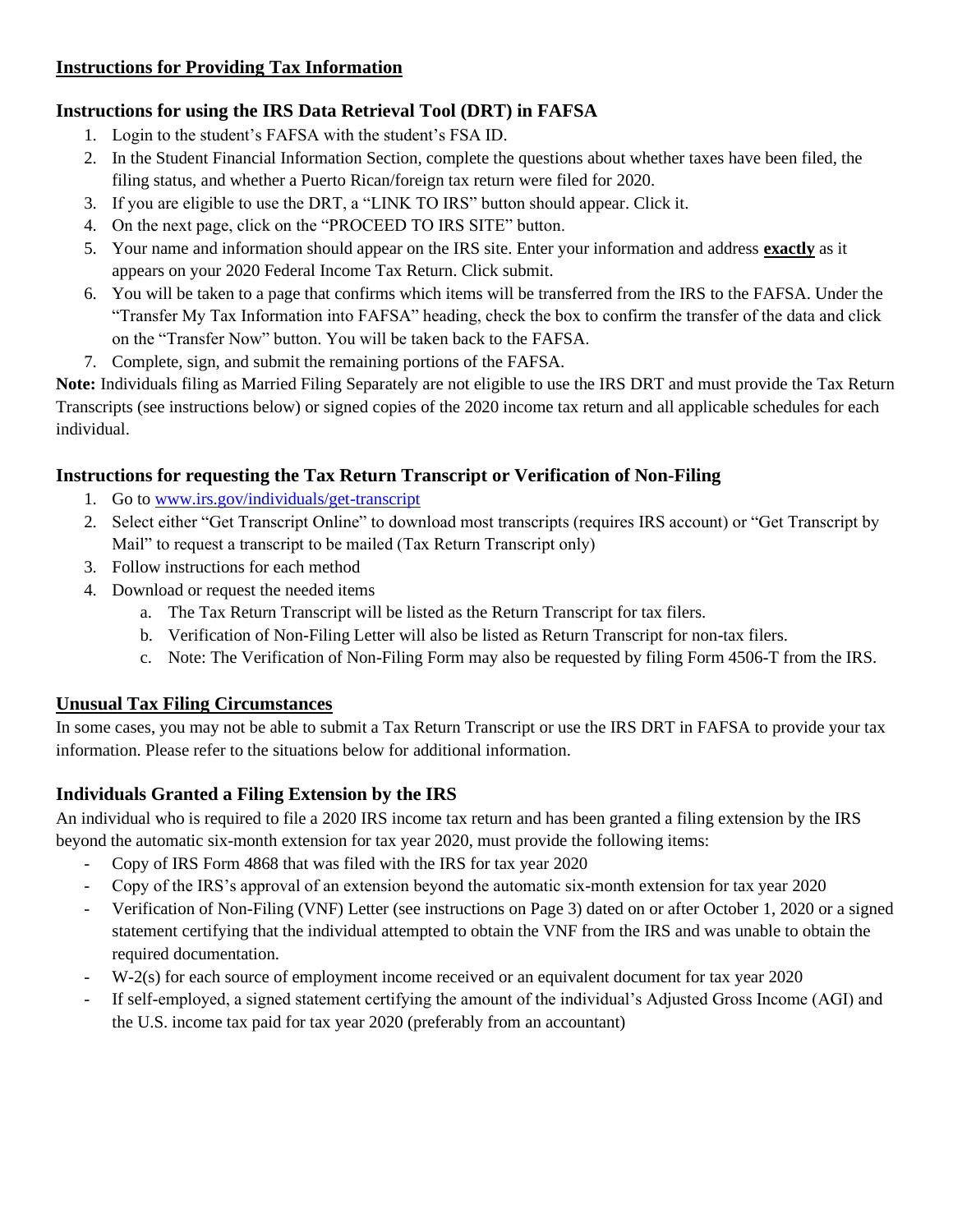## Instructions for Providing Tax Information

### Instructions for using the IRS Data Retrieval Tool (DRT) in FAFSA

1. Login to the student's FAFSA with the student's FSA ID.
2. In the Student Financial Information Section, complete the questions about whether taxes have been filed, the filing status, and whether a Puerto Rican/foreign tax return were filed for 2020.
3. If you are eligible to use the DRT, a "LINK TO IRS" button should appear. Click it.
4. On the next page, click on the "PROCEED TO IRS SITE" button.
5. Your name and information should appear on the IRS site. Enter your information and address **exactly** as it appears on your 2020 Federal Income Tax Return. Click submit.
6. You will be taken to a page that confirms which items will be transferred from the IRS to the FAFSA. Under the "Transfer My Tax Information into FAFSA" heading, check the box to confirm the transfer of the data and click on the "Transfer Now" button. You will be taken back to the FAFSA.
7. Complete, sign, and submit the remaining portions of the FAFSA.

**Note:** Individuals filing as Married Filing Separately are not eligible to use the IRS DRT and must provide the Tax Return Transcripts (see instructions below) or signed copies of the 2020 income tax return and all applicable schedules for each individual.

### Instructions for requesting the Tax Return Transcript or Verification of Non-Filing

1. Go to www.irs.gov/individuals/get-transcript
2. Select either "Get Transcript Online" to download most transcripts (requires IRS account) or "Get Transcript by Mail" to request a transcript to be mailed (Tax Return Transcript only)
3. Follow instructions for each method
4. Download or request the needed items
   a. The Tax Return Transcript will be listed as the Return Transcript for tax filers.
   b. Verification of Non-Filing Letter will also be listed as Return Transcript for non-tax filers.
   c. Note: The Verification of Non-Filing Form may also be requested by filing Form 4506-T from the IRS.

## Unusual Tax Filing Circumstances

In some cases, you may not be able to submit a Tax Return Transcript or use the IRS DRT in FAFSA to provide your tax information. Please refer to the situations below for additional information.

### Individuals Granted a Filing Extension by the IRS

An individual who is required to file a 2020 IRS income tax return and has been granted a filing extension by the IRS beyond the automatic six-month extension for tax year 2020, must provide the following items:

- Copy of IRS Form 4868 that was filed with the IRS for tax year 2020
- Copy of the IRS's approval of an extension beyond the automatic six-month extension for tax year 2020
- Verification of Non-Filing (VNF) Letter (see instructions on Page 3) dated on or after October 1, 2020 or a signed statement certifying that the individual attempted to obtain the VNF from the IRS and was unable to obtain the required documentation.
- W-2(s) for each source of employment income received or an equivalent document for tax year 2020
- If self-employed, a signed statement certifying the amount of the individual's Adjusted Gross Income (AGI) and the U.S. income tax paid for tax year 2020 (preferably from an accountant)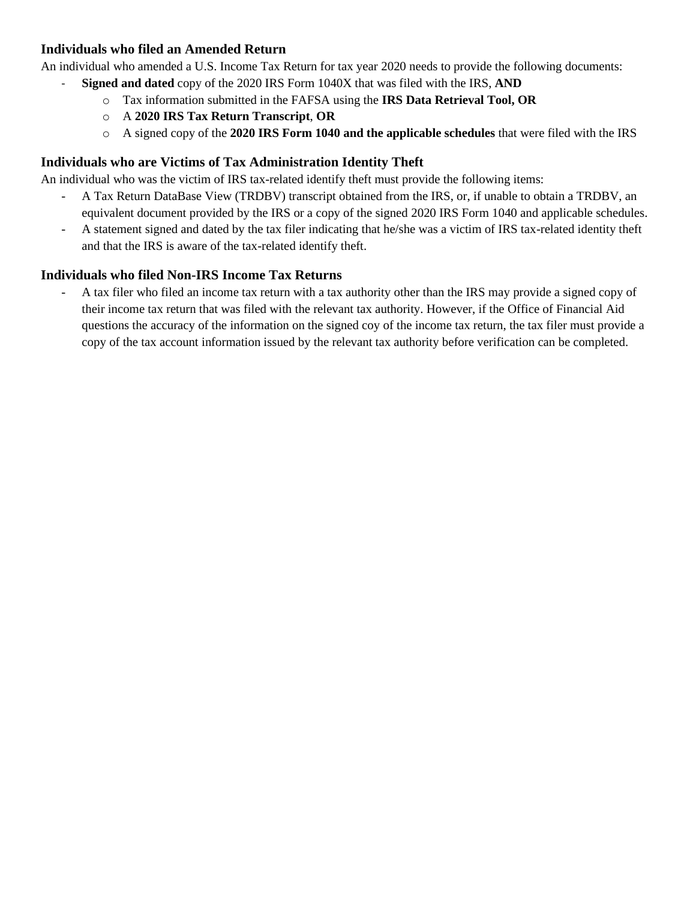### Individuals who filed an Amended Return

An individual who amended a U.S. Income Tax Return for tax year 2020 needs to provide the following documents:

- **Signed and dated** copy of the 2020 IRS Form 1040X that was filed with the IRS, **AND**
  - Tax information submitted in the FAFSA using the **IRS Data Retrieval Tool, OR**
  - A **2020 IRS Tax Return Transcript**, **OR**
  - A signed copy of the **2020 IRS Form 1040 and the applicable schedules** that were filed with the IRS

### Individuals who are Victims of Tax Administration Identity Theft

An individual who was the victim of IRS tax-related identify theft must provide the following items:

- A Tax Return DataBase View (TRDBV) transcript obtained from the IRS, or, if unable to obtain a TRDBV, an equivalent document provided by the IRS or a copy of the signed 2020 IRS Form 1040 and applicable schedules.
- A statement signed and dated by the tax filer indicating that he/she was a victim of IRS tax-related identity theft and that the IRS is aware of the tax-related identify theft.

### Individuals who filed Non-IRS Income Tax Returns

- A tax filer who filed an income tax return with a tax authority other than the IRS may provide a signed copy of their income tax return that was filed with the relevant tax authority. However, if the Office of Financial Aid questions the accuracy of the information on the signed coy of the income tax return, the tax filer must provide a copy of the tax account information issued by the relevant tax authority before verification can be completed.